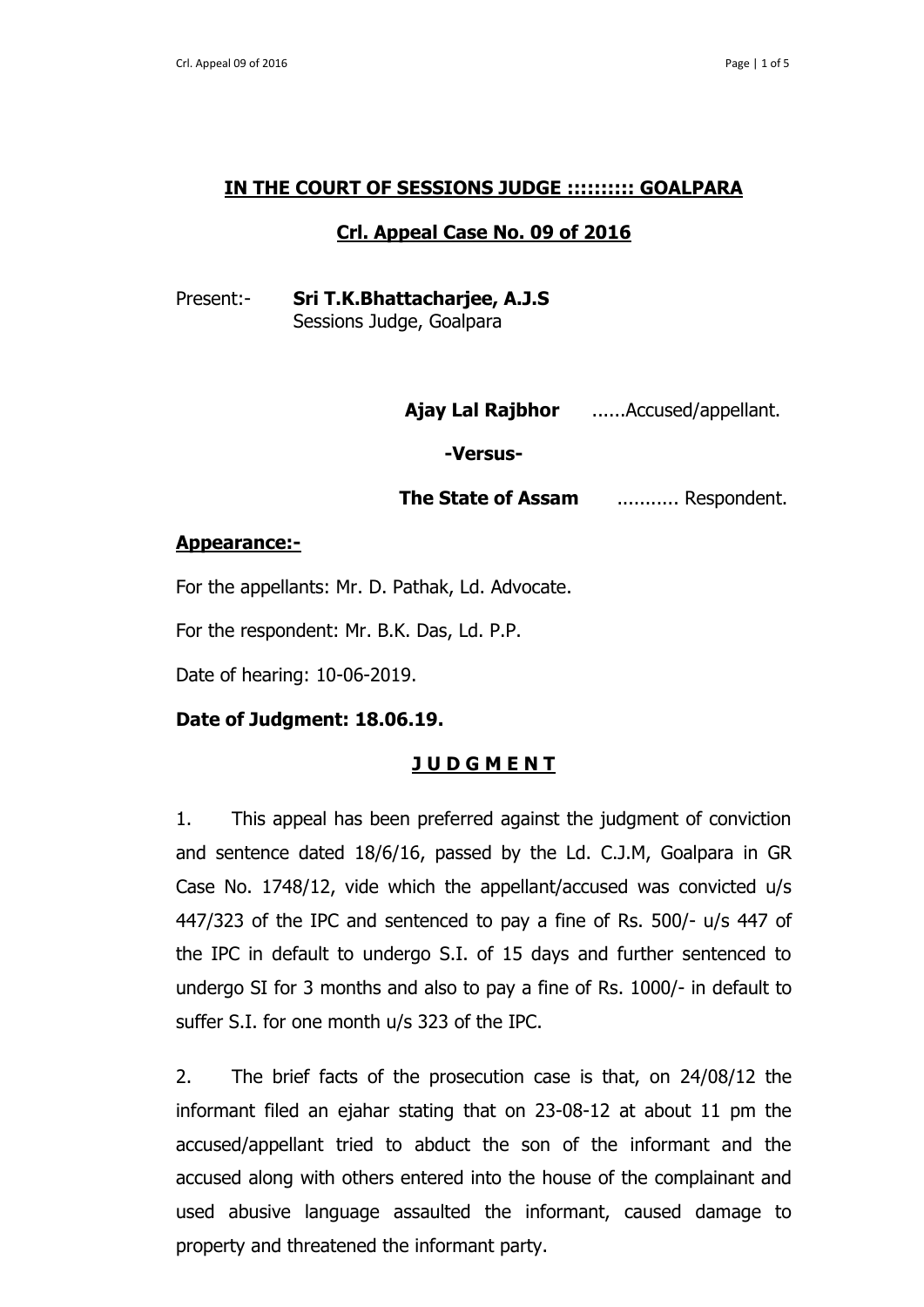## IN THE COURT OF SESSIONS JUDGE ::::::::: GOALPARA

## Crl. Appeal Case No. 09 of 2016

Present:- **Sri T.K.Bhattacharjee, A.J.S**
Sessions Judge, Goalpara

**Ajay Lal Rajbhor** ......Accused/appellant.

**-Versus-**

**The State of Assam** ........... Respondent.

**Appearance:-**

For the appellants: Mr. D. Pathak, Ld. Advocate.

For the respondent: Mr. B.K. Das, Ld. P.P.

Date of hearing: 10-06-2019.

**Date of Judgment: 18.06.19.**

## J U D G M E N T

1. This appeal has been preferred against the judgment of conviction and sentence dated 18/6/16, passed by the Ld. C.J.M, Goalpara in GR Case No. 1748/12, vide which the appellant/accused was convicted u/s 447/323 of the IPC and sentenced to pay a fine of Rs. 500/- u/s 447 of the IPC in default to undergo S.I. of 15 days and further sentenced to undergo SI for 3 months and also to pay a fine of Rs. 1000/- in default to suffer S.I. for one month u/s 323 of the IPC.

2. The brief facts of the prosecution case is that, on 24/08/12 the informant filed an ejahar stating that on 23-08-12 at about 11 pm the accused/appellant tried to abduct the son of the informant and the accused along with others entered into the house of the complainant and used abusive language assaulted the informant, caused damage to property and threatened the informant party.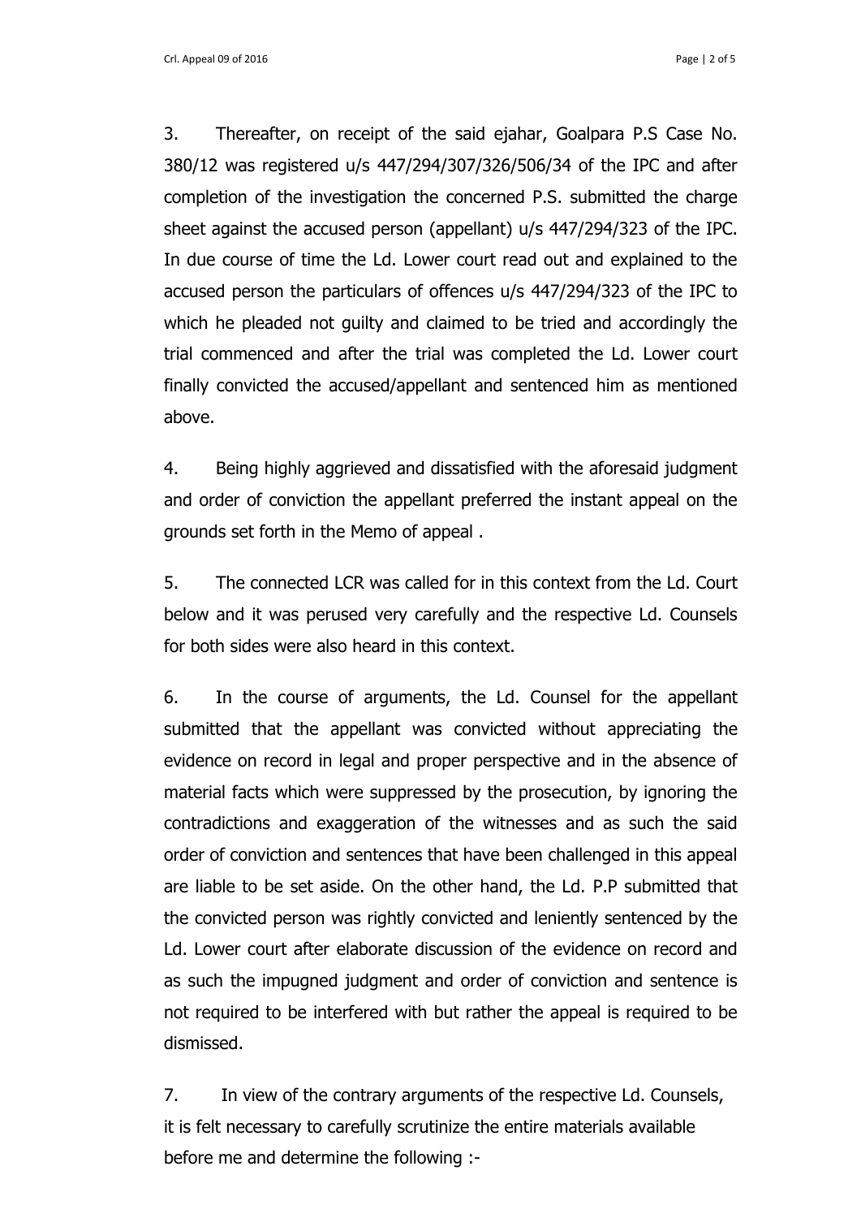3. Thereafter, on receipt of the said ejahar, Goalpara P.S Case No. 380/12 was registered u/s 447/294/307/326/506/34 of the IPC and after completion of the investigation the concerned P.S. submitted the charge sheet against the accused person (appellant) u/s 447/294/323 of the IPC. In due course of time the Ld. Lower court read out and explained to the accused person the particulars of offences u/s 447/294/323 of the IPC to which he pleaded not guilty and claimed to be tried and accordingly the trial commenced and after the trial was completed the Ld. Lower court finally convicted the accused/appellant and sentenced him as mentioned above.

4. Being highly aggrieved and dissatisfied with the aforesaid judgment and order of conviction the appellant preferred the instant appeal on the grounds set forth in the Memo of appeal .

5. The connected LCR was called for in this context from the Ld. Court below and it was perused very carefully and the respective Ld. Counsels for both sides were also heard in this context.

6. In the course of arguments, the Ld. Counsel for the appellant submitted that the appellant was convicted without appreciating the evidence on record in legal and proper perspective and in the absence of material facts which were suppressed by the prosecution, by ignoring the contradictions and exaggeration of the witnesses and as such the said order of conviction and sentences that have been challenged in this appeal are liable to be set aside. On the other hand, the Ld. P.P submitted that the convicted person was rightly convicted and leniently sentenced by the Ld. Lower court after elaborate discussion of the evidence on record and as such the impugned judgment and order of conviction and sentence is not required to be interfered with but rather the appeal is required to be dismissed.

7. In view of the contrary arguments of the respective Ld. Counsels, it is felt necessary to carefully scrutinize the entire materials available before me and determine the following :-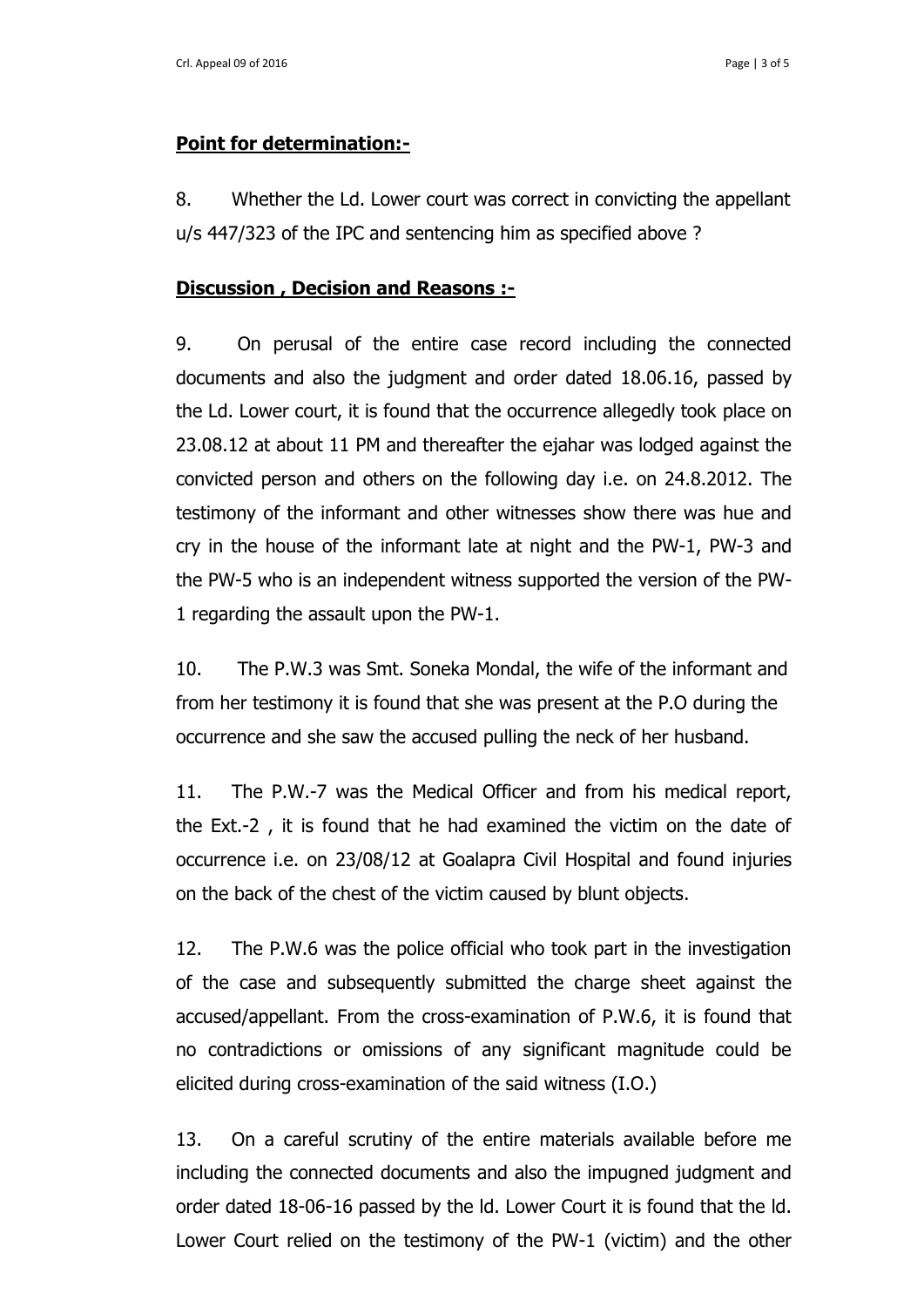**Point for determination:-**

8. Whether the Ld. Lower court was correct in convicting the appellant u/s 447/323 of the IPC and sentencing him as specified above ?

**Discussion , Decision and Reasons :-**

9. On perusal of the entire case record including the connected documents and also the judgment and order dated 18.06.16, passed by the Ld. Lower court, it is found that the occurrence allegedly took place on 23.08.12 at about 11 PM and thereafter the ejahar was lodged against the convicted person and others on the following day i.e. on 24.8.2012. The testimony of the informant and other witnesses show there was hue and cry in the house of the informant late at night and the PW-1, PW-3 and the PW-5 who is an independent witness supported the version of the PW-1 regarding the assault upon the PW-1.

10. The P.W.3 was Smt. Soneka Mondal, the wife of the informant and from her testimony it is found that she was present at the P.O during the occurrence and she saw the accused pulling the neck of her husband.

11. The P.W.-7 was the Medical Officer and from his medical report, the Ext.-2 , it is found that he had examined the victim on the date of occurrence i.e. on 23/08/12 at Goalapra Civil Hospital and found injuries on the back of the chest of the victim caused by blunt objects.

12. The P.W.6 was the police official who took part in the investigation of the case and subsequently submitted the charge sheet against the accused/appellant. From the cross-examination of P.W.6, it is found that no contradictions or omissions of any significant magnitude could be elicited during cross-examination of the said witness (I.O.)

13. On a careful scrutiny of the entire materials available before me including the connected documents and also the impugned judgment and order dated 18-06-16 passed by the ld. Lower Court it is found that the ld. Lower Court relied on the testimony of the PW-1 (victim) and the other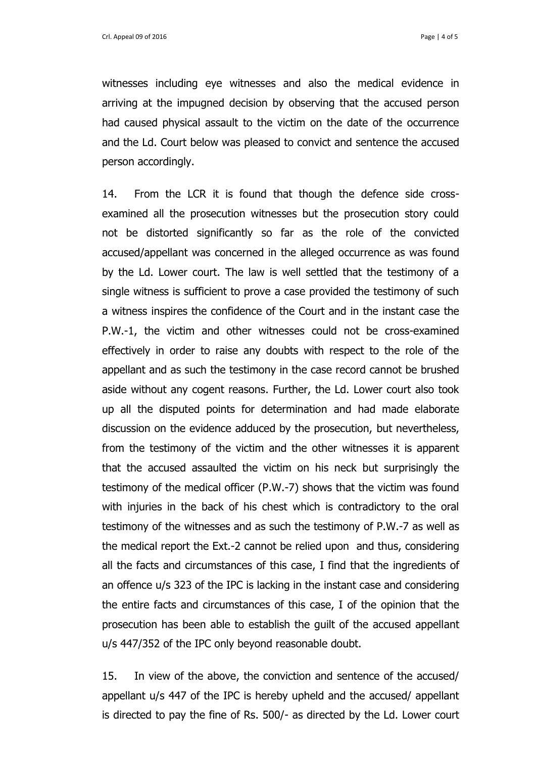witnesses including eye witnesses and also the medical evidence in arriving at the impugned decision by observing that the accused person had caused physical assault to the victim on the date of the occurrence and the Ld. Court below was pleased to convict and sentence the accused person accordingly.

14. From the LCR it is found that though the defence side cross-examined all the prosecution witnesses but the prosecution story could not be distorted significantly so far as the role of the convicted accused/appellant was concerned in the alleged occurrence as was found by the Ld. Lower court. The law is well settled that the testimony of a single witness is sufficient to prove a case provided the testimony of such a witness inspires the confidence of the Court and in the instant case the P.W.-1, the victim and other witnesses could not be cross-examined effectively in order to raise any doubts with respect to the role of the appellant and as such the testimony in the case record cannot be brushed aside without any cogent reasons. Further, the Ld. Lower court also took up all the disputed points for determination and had made elaborate discussion on the evidence adduced by the prosecution, but nevertheless, from the testimony of the victim and the other witnesses it is apparent that the accused assaulted the victim on his neck but surprisingly the testimony of the medical officer (P.W.-7) shows that the victim was found with injuries in the back of his chest which is contradictory to the oral testimony of the witnesses and as such the testimony of P.W.-7 as well as the medical report the Ext.-2 cannot be relied upon and thus, considering all the facts and circumstances of this case, I find that the ingredients of an offence u/s 323 of the IPC is lacking in the instant case and considering the entire facts and circumstances of this case, I of the opinion that the prosecution has been able to establish the guilt of the accused appellant u/s 447/352 of the IPC only beyond reasonable doubt.

15. In view of the above, the conviction and sentence of the accused/ appellant u/s 447 of the IPC is hereby upheld and the accused/ appellant is directed to pay the fine of Rs. 500/- as directed by the Ld. Lower court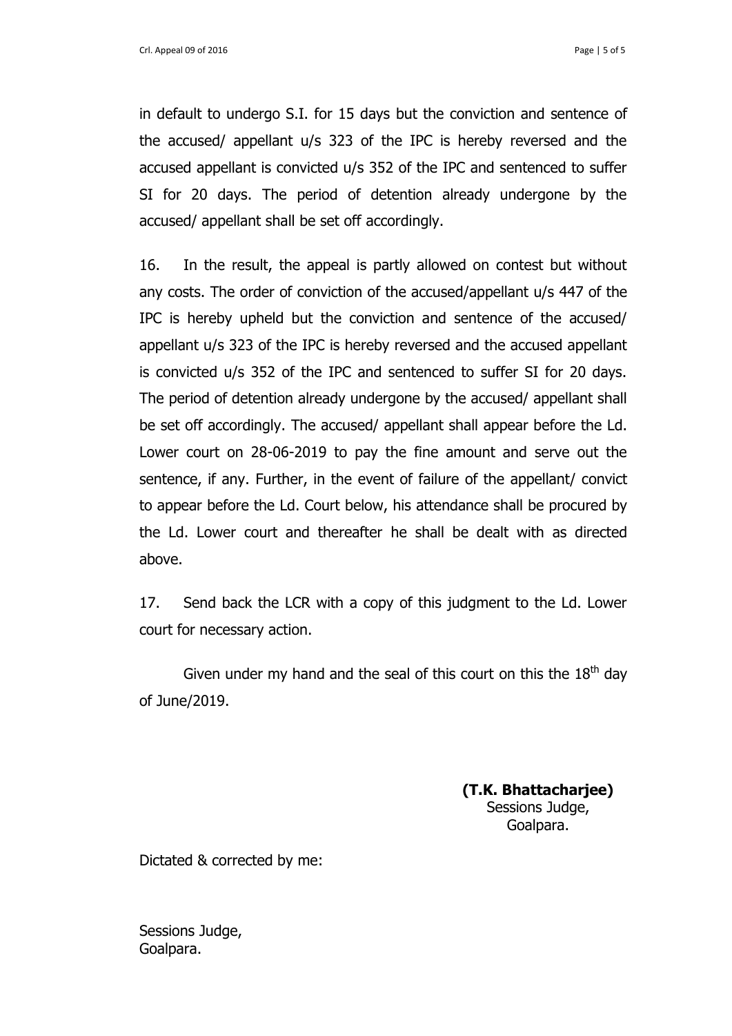in default to undergo S.I. for 15 days but the conviction and sentence of the accused/ appellant u/s 323 of the IPC is hereby reversed and the accused appellant is convicted u/s 352 of the IPC and sentenced to suffer SI for 20 days. The period of detention already undergone by the accused/ appellant shall be set off accordingly.

16. In the result, the appeal is partly allowed on contest but without any costs. The order of conviction of the accused/appellant u/s 447 of the IPC is hereby upheld but the conviction and sentence of the accused/ appellant u/s 323 of the IPC is hereby reversed and the accused appellant is convicted u/s 352 of the IPC and sentenced to suffer SI for 20 days. The period of detention already undergone by the accused/ appellant shall be set off accordingly. The accused/ appellant shall appear before the Ld. Lower court on 28-06-2019 to pay the fine amount and serve out the sentence, if any. Further, in the event of failure of the appellant/ convict to appear before the Ld. Court below, his attendance shall be procured by the Ld. Lower court and thereafter he shall be dealt with as directed above.

17. Send back the LCR with a copy of this judgment to the Ld. Lower court for necessary action.

Given under my hand and the seal of this court on this the 18th day of June/2019.

**(T.K. Bhattacharjee)**
Sessions Judge,
Goalpara.

Dictated & corrected by me:

Sessions Judge,
Goalpara.